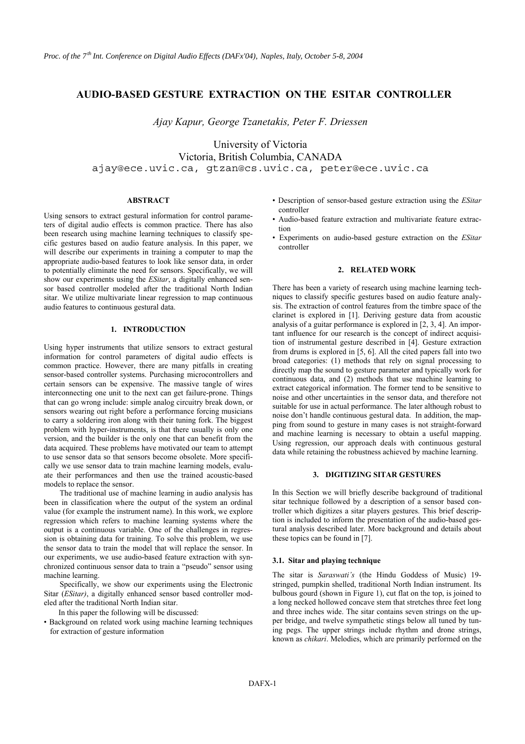# AUDIO-BASED GESTURE EXTRACTION ON THE ESITAR CONTROLLER

*Ajay Kapur, George Tzanetakis, Peter F. Driessen*

University of Victoria
Victoria, British Columbia, CANADA
ajay@ece.uvic.ca, gtzan@cs.uvic.ca, peter@ece.uvic.ca

## ABSTRACT

Using sensors to extract gestural information for control parameters of digital audio effects is common practice. There has also been research using machine learning techniques to classify specific gestures based on audio feature analysis. In this paper, we will describe our experiments in training a computer to map the appropriate audio-based features to look like sensor data, in order to potentially eliminate the need for sensors. Specifically, we will show our experiments using the *ESitar*, a digitally enhanced sensor based controller modeled after the traditional North Indian sitar. We utilize multivariate linear regression to map continuous audio features to continuous gestural data.

## 1. INTRODUCTION

Using hyper instruments that utilize sensors to extract gestural information for control parameters of digital audio effects is common practice. However, there are many pitfalls in creating sensor-based controller systems. Purchasing microcontrollers and certain sensors can be expensive. The massive tangle of wires interconnecting one unit to the next can get failure-prone. Things that can go wrong include: simple analog circuitry break down, or sensors wearing out right before a performance forcing musicians to carry a soldering iron along with their tuning fork. The biggest problem with hyper-instruments, is that there usually is only one version, and the builder is the only one that can benefit from the data acquired. These problems have motivated our team to attempt to use sensor data so that sensors become obsolete. More specifically we use sensor data to train machine learning models, evaluate their performances and then use the trained acoustic-based models to replace the sensor.

The traditional use of machine learning in audio analysis has been in classification where the output of the system an ordinal value (for example the instrument name). In this work, we explore regression which refers to machine learning systems where the output is a continuous variable. One of the challenges in regression is obtaining data for training. To solve this problem, we use the sensor data to train the model that will replace the sensor. In our experiments, we use audio-based feature extraction with synchronized continuous sensor data to train a "pseudo" sensor using machine learning.

Specifically, we show our experiments using the Electronic Sitar (*ESitar)*, a digitally enhanced sensor based controller modeled after the traditional North Indian sitar.

In this paper the following will be discussed:

- Background on related work using machine learning techniques for extraction of gesture information
- Description of sensor-based gesture extraction using the *ESitar* controller
- Audio-based feature extraction and multivariate feature extraction
- Experiments on audio-based gesture extraction on the *ESitar* controller

## 2. RELATED WORK

There has been a variety of research using machine learning techniques to classify specific gestures based on audio feature analysis. The extraction of control features from the timbre space of the clarinet is explored in [1]. Deriving gesture data from acoustic analysis of a guitar performance is explored in [2, 3, 4]. An important influence for our research is the concept of indirect acquisition of instrumental gesture described in [4]. Gesture extraction from drums is explored in [5, 6]. All the cited papers fall into two broad categories: (1) methods that rely on signal processing to directly map the sound to gesture parameter and typically work for continuous data, and (2) methods that use machine learning to extract categorical information. The former tend to be sensitive to noise and other uncertainties in the sensor data, and therefore not suitable for use in actual performance. The later although robust to noise don't handle continuous gestural data. In addition, the mapping from sound to gesture in many cases is not straight-forward and machine learning is necessary to obtain a useful mapping. Using regression, our approach deals with continuous gestural data while retaining the robustness achieved by machine learning.

## 3. DIGITIZING SITAR GESTURES

In this Section we will briefly describe background of traditional sitar technique followed by a description of a sensor based controller which digitizes a sitar players gestures. This brief description is included to inform the presentation of the audio-based gestural analysis described later. More background and details about these topics can be found in [7].

### 3.1. Sitar and playing technique

The sitar is *Saraswati's* (the Hindu Goddess of Music) 19-stringed, pumpkin shelled, traditional North Indian instrument. Its bulbous gourd (shown in Figure 1), cut flat on the top, is joined to a long necked hollowed concave stem that stretches three feet long and three inches wide. The sitar contains seven strings on the upper bridge, and twelve sympathetic stings below all tuned by tuning pegs. The upper strings include rhythm and drone strings, known as *chikari*. Melodies, which are primarily performed on the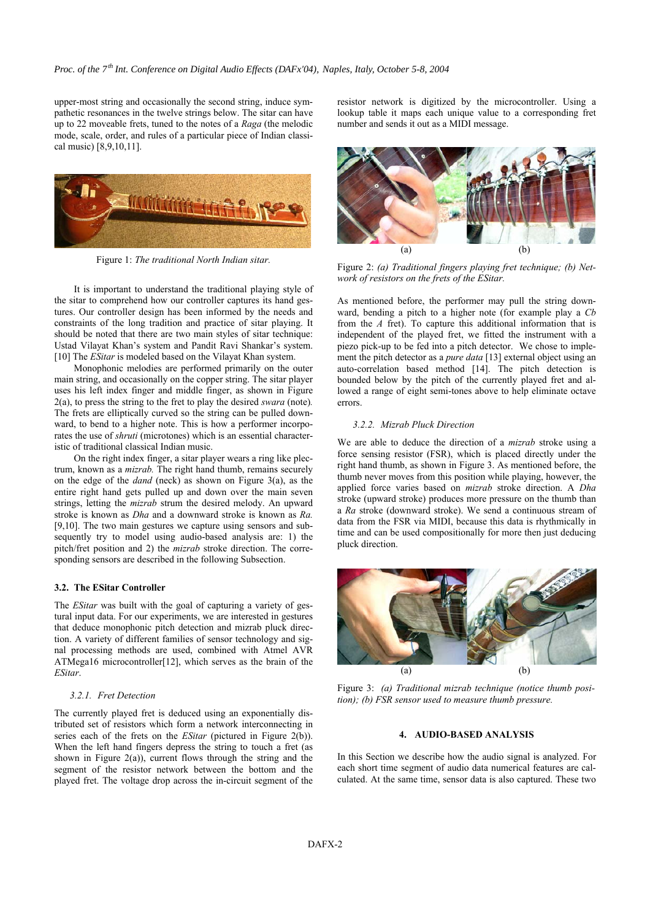upper-most string and occasionally the second string, induce sympathetic resonances in the twelve strings below. The sitar can have up to 22 moveable frets, tuned to the notes of a *Raga* (the melodic mode, scale, order, and rules of a particular piece of Indian classical music) [8,9,10,11].

Figure 1: *The traditional North Indian sitar.*

It is important to understand the traditional playing style of the sitar to comprehend how our controller captures its hand gestures. Our controller design has been informed by the needs and constraints of the long tradition and practice of sitar playing. It should be noted that there are two main styles of sitar technique: Ustad Vilayat Khan's system and Pandit Ravi Shankar's system. [10] The *ESitar* is modeled based on the Vilayat Khan system.

Monophonic melodies are performed primarily on the outer main string, and occasionally on the copper string. The sitar player uses his left index finger and middle finger, as shown in Figure 2(a), to press the string to the fret to play the desired *swara* (note). The frets are elliptically curved so the string can be pulled downward, to bend to a higher note. This is how a performer incorporates the use of *shruti* (microtones) which is an essential characteristic of traditional classical Indian music.

On the right index finger, a sitar player wears a ring like plectrum, known as a *mizrab.* The right hand thumb, remains securely on the edge of the *dand* (neck) as shown on Figure 3(a), as the entire right hand gets pulled up and down over the main seven strings, letting the *mizrab* strum the desired melody. An upward stroke is known as *Dha* and a downward stroke is known as *Ra.* [9,10]. The two main gestures we capture using sensors and subsequently try to model using audio-based analysis are: 1) the pitch/fret position and 2) the *mizrab* stroke direction. The corresponding sensors are described in the following Subsection.

### 3.2. The ESitar Controller

The *ESitar* was built with the goal of capturing a variety of gestural input data. For our experiments, we are interested in gestures that deduce monophonic pitch detection and mizrab pluck direction. A variety of different families of sensor technology and signal processing methods are used, combined with Atmel AVR ATMega16 microcontroller[12], which serves as the brain of the *ESitar*.

#### 3.2.1. Fret Detection

The currently played fret is deduced using an exponentially distributed set of resistors which form a network interconnecting in series each of the frets on the *ESitar* (pictured in Figure 2(b)). When the left hand fingers depress the string to touch a fret (as shown in Figure 2(a)), current flows through the string and the segment of the resistor network between the bottom and the played fret. The voltage drop across the in-circuit segment of the resistor network is digitized by the microcontroller. Using a lookup table it maps each unique value to a corresponding fret number and sends it out as a MIDI message.

(a) (b)

Figure 2: *(a) Traditional fingers playing fret technique; (b) Network of resistors on the frets of the ESitar.*

As mentioned before, the performer may pull the string downward, bending a pitch to a higher note (for example play a *Cb* from the *A* fret). To capture this additional information that is independent of the played fret, we fitted the instrument with a piezo pick-up to be fed into a pitch detector. We chose to implement the pitch detector as a *pure data* [13] external object using an auto-correlation based method [14]. The pitch detection is bounded below by the pitch of the currently played fret and allowed a range of eight semi-tones above to help eliminate octave errors.

#### 3.2.2. Mizrab Pluck Direction

We are able to deduce the direction of a *mizrab* stroke using a force sensing resistor (FSR), which is placed directly under the right hand thumb, as shown in Figure 3. As mentioned before, the thumb never moves from this position while playing, however, the applied force varies based on *mizrab* stroke direction. A *Dha* stroke (upward stroke) produces more pressure on the thumb than a *Ra* stroke (downward stroke). We send a continuous stream of data from the FSR via MIDI, because this data is rhythmically in time and can be used compositionally for more then just deducing pluck direction.

(a) (b)

Figure 3: *(a) Traditional mizrab technique (notice thumb position); (b) FSR sensor used to measure thumb pressure.*

## 4. AUDIO-BASED ANALYSIS

In this Section we describe how the audio signal is analyzed. For each short time segment of audio data numerical features are calculated. At the same time, sensor data is also captured. These two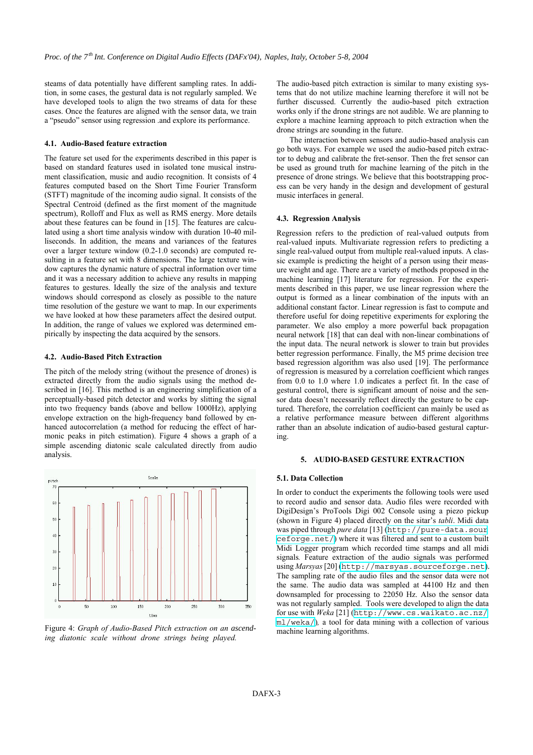steams of data potentially have different sampling rates. In addition, in some cases, the gestural data is not regularly sampled. We have developed tools to align the two streams of data for these cases. Once the features are aligned with the sensor data, we train a "pseudo" sensor using regression .and explore its performance.

### 4.1. Audio-Based feature extraction

The feature set used for the experiments described in this paper is based on standard features used in isolated tone musical instrument classification, music and audio recognition. It consists of 4 features computed based on the Short Time Fourier Transform (STFT) magnitude of the incoming audio signal. It consists of the Spectral Centroid (defined as the first moment of the magnitude spectrum), Rolloff and Flux as well as RMS energy. More details about these features can be found in [15]. The features are calculated using a short time analysis window with duration 10-40 milliseconds. In addition, the means and variances of the features over a larger texture window (0.2-1.0 seconds) are computed resulting in a feature set with 8 dimensions. The large texture window captures the dynamic nature of spectral information over time and it was a necessary addition to achieve any results in mapping features to gestures. Ideally the size of the analysis and texture windows should correspond as closely as possible to the nature time resolution of the gesture we want to map. In our experiments we have looked at how these parameters affect the desired output. In addition, the range of values we explored was determined empirically by inspecting the data acquired by the sensors.

### 4.2. Audio-Based Pitch Extraction

The pitch of the melody string (without the presence of drones) is extracted directly from the audio signals using the method described in [16]. This method is an engineering simplification of a perceptually-based pitch detector and works by slitting the signal into two frequency bands (above and bellow 1000Hz), applying envelope extraction on the high-frequency band followed by enhanced autocorrelation (a method for reducing the effect of harmonic peaks in pitch estimation). Figure 4 shows a graph of a simple ascending diatonic scale calculated directly from audio analysis.

Figure 4: *Graph of Audio-Based Pitch extraction on an ascending diatonic scale without drone strings being played.*

The audio-based pitch extraction is similar to many existing systems that do not utilize machine learning therefore it will not be further discussed. Currently the audio-based pitch extraction works only if the drone strings are not audible. We are planning to explore a machine learning approach to pitch extraction when the drone strings are sounding in the future.

The interaction between sensors and audio-based analysis can go both ways. For example we used the audio-based pitch extractor to debug and calibrate the fret-sensor. Then the fret sensor can be used as ground truth for machine learning of the pitch in the presence of drone strings. We believe that this bootstrapping process can be very handy in the design and development of gestural music interfaces in general.

### 4.3. Regression Analysis

Regression refers to the prediction of real-valued outputs from real-valued inputs. Multivariate regression refers to predicting a single real-valued output from multiple real-valued inputs. A classic example is predicting the height of a person using their measure weight and age. There are a variety of methods proposed in the machine learning [17] literature for regression. For the experiments described in this paper, we use linear regression where the output is formed as a linear combination of the inputs with an additional constant factor. Linear regression is fast to compute and therefore useful for doing repetitive experiments for exploring the parameter. We also employ a more powerful back propagation neural network [18] that can deal with non-linear combinations of the input data. The neural network is slower to train but provides better regression performance. Finally, the M5 prime decision tree based regression algorithm was also used [19]. The performance of regression is measured by a correlation coefficient which ranges from 0.0 to 1.0 where 1.0 indicates a perfect fit. In the case of gestural control, there is significant amount of noise and the sensor data doesn't necessarily reflect directly the gesture to be captured. Therefore, the correlation coefficient can mainly be used as a relative performance measure between different algorithms rather than an absolute indication of audio-based gestural capturing.

## 5. AUDIO-BASED GESTURE EXTRACTION

### 5.1. Data Collection

In order to conduct the experiments the following tools were used to record audio and sensor data. Audio files were recorded with DigiDesign's ProTools Digi 002 Console using a piezo pickup (shown in Figure 4) placed directly on the sitar's *tabli*. Midi data was piped through *pure data* [13] (http://pure-data.sourceforge.net/) where it was filtered and sent to a custom built Midi Logger program which recorded time stamps and all midi signals. Feature extraction of the audio signals was performed using *Marsyas* [20] (http://marsyas.sourceforge.net). The sampling rate of the audio files and the sensor data were not the same. The audio data was sampled at 44100 Hz and then downsampled for processing to 22050 Hz. Also the sensor data was not regularly sampled. Tools were developed to align the data for use with *Weka* [21] (http://www.cs.waikato.ac.nz/ml/weka/), a tool for data mining with a collection of various machine learning algorithms.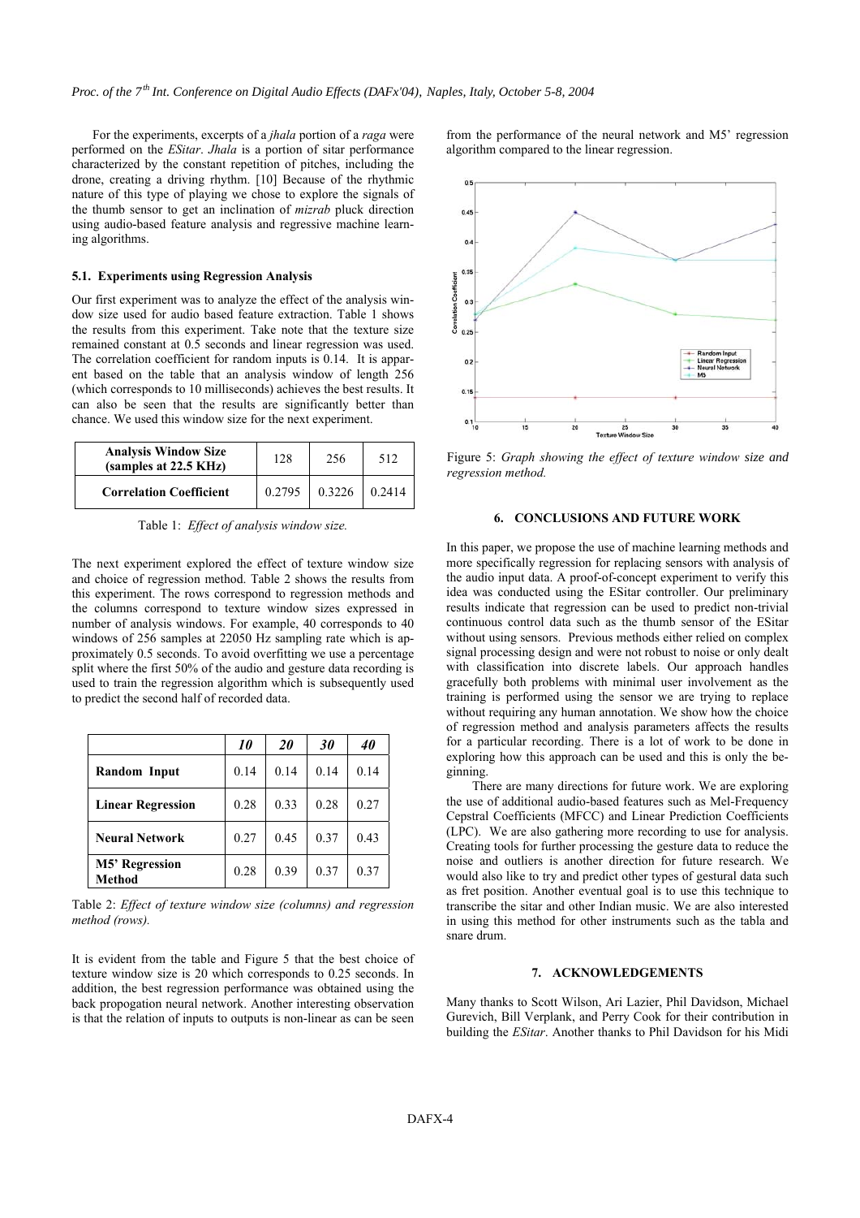For the experiments, excerpts of a *jhala* portion of a *raga* were performed on the *ESitar*. *Jhala* is a portion of sitar performance characterized by the constant repetition of pitches, including the drone, creating a driving rhythm. [10] Because of the rhythmic nature of this type of playing we chose to explore the signals of the thumb sensor to get an inclination of *mizrab* pluck direction using audio-based feature analysis and regressive machine learning algorithms.

### 5.1. Experiments using Regression Analysis

Our first experiment was to analyze the effect of the analysis window size used for audio based feature extraction. Table 1 shows the results from this experiment. Take note that the texture size remained constant at 0.5 seconds and linear regression was used. The correlation coefficient for random inputs is 0.14. It is apparent based on the table that an analysis window of length 256 (which corresponds to 10 milliseconds) achieves the best results. It can also be seen that the results are significantly better than chance. We used this window size for the next experiment.

| Analysis Window Size (samples at 22.5 KHz) | 128 | 256 | 512 |
|---|---|---|---|
| Correlation Coefficient | 0.2795 | 0.3226 | 0.2414 |

Table 1: *Effect of analysis window size.*

The next experiment explored the effect of texture window size and choice of regression method. Table 2 shows the results from this experiment. The rows correspond to regression methods and the columns correspond to texture window sizes expressed in number of analysis windows. For example, 40 corresponds to 40 windows of 256 samples at 22050 Hz sampling rate which is approximately 0.5 seconds. To avoid overfitting we use a percentage split where the first 50% of the audio and gesture data recording is used to train the regression algorithm which is subsequently used to predict the second half of recorded data.

| | *10* | *20* | *30* | *40* |
|---|---|---|---|---|
| **Random Input** | 0.14 | 0.14 | 0.14 | 0.14 |
| **Linear Regression** | 0.28 | 0.33 | 0.28 | 0.27 |
| **Neural Network** | 0.27 | 0.45 | 0.37 | 0.43 |
| **M5' Regression Method** | 0.28 | 0.39 | 0.37 | 0.37 |

Table 2: *Effect of texture window size (columns) and regression method (rows).*

It is evident from the table and Figure 5 that the best choice of texture window size is 20 which corresponds to 0.25 seconds. In addition, the best regression performance was obtained using the back propogation neural network. Another interesting observation is that the relation of inputs to outputs is non-linear as can be seen from the performance of the neural network and M5' regression algorithm compared to the linear regression.

Figure 5: *Graph showing the effect of texture window size and regression method.*

## 6. CONCLUSIONS AND FUTURE WORK

In this paper, we propose the use of machine learning methods and more specifically regression for replacing sensors with analysis of the audio input data. A proof-of-concept experiment to verify this idea was conducted using the ESitar controller. Our preliminary results indicate that regression can be used to predict non-trivial continuous control data such as the thumb sensor of the ESitar without using sensors. Previous methods either relied on complex signal processing design and were not robust to noise or only dealt with classification into discrete labels. Our approach handles gracefully both problems with minimal user involvement as the training is performed using the sensor we are trying to replace without requiring any human annotation. We show how the choice of regression method and analysis parameters affects the results for a particular recording. There is a lot of work to be done in exploring how this approach can be used and this is only the beginning.

There are many directions for future work. We are exploring the use of additional audio-based features such as Mel-Frequency Cepstral Coefficients (MFCC) and Linear Prediction Coefficients (LPC). We are also gathering more recording to use for analysis. Creating tools for further processing the gesture data to reduce the noise and outliers is another direction for future research. We would also like to try and predict other types of gestural data such as fret position. Another eventual goal is to use this technique to transcribe the sitar and other Indian music. We are also interested in using this method for other instruments such as the tabla and snare drum.

## 7. ACKNOWLEDGEMENTS

Many thanks to Scott Wilson, Ari Lazier, Phil Davidson, Michael Gurevich, Bill Verplank, and Perry Cook for their contribution in building the *ESitar*. Another thanks to Phil Davidson for his Midi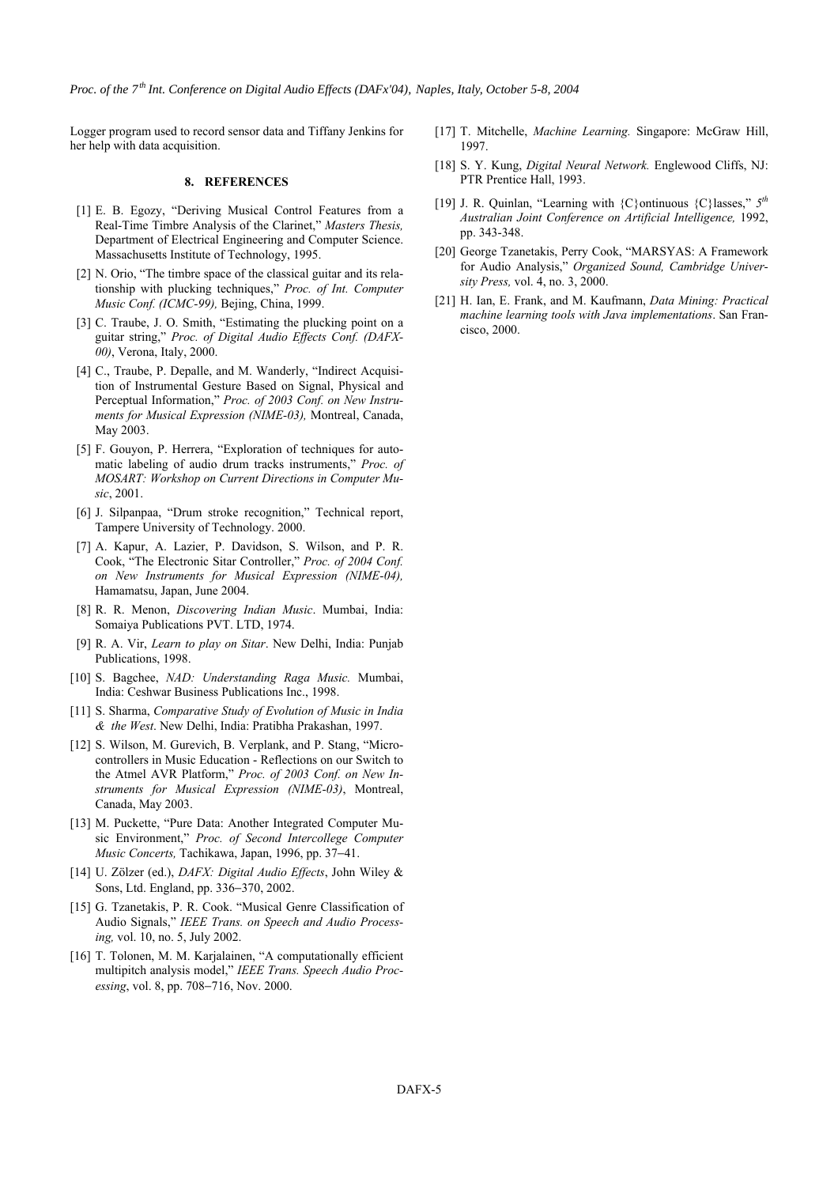Logger program used to record sensor data and Tiffany Jenkins for her help with data acquisition.

## 8. REFERENCES

[1] E. B. Egozy, "Deriving Musical Control Features from a Real-Time Timbre Analysis of the Clarinet," *Masters Thesis,* Department of Electrical Engineering and Computer Science. Massachusetts Institute of Technology, 1995.

[2] N. Orio, "The timbre space of the classical guitar and its relationship with plucking techniques," *Proc. of Int. Computer Music Conf. (ICMC-99),* Bejing, China, 1999.

[3] C. Traube, J. O. Smith, "Estimating the plucking point on a guitar string," *Proc. of Digital Audio Effects Conf. (DAFX-00)*, Verona, Italy, 2000.

[4] C., Traube, P. Depalle, and M. Wanderly, "Indirect Acquisition of Instrumental Gesture Based on Signal, Physical and Perceptual Information," *Proc. of 2003 Conf. on New Instruments for Musical Expression (NIME-03),* Montreal, Canada, May 2003.

[5] F. Gouyon, P. Herrera, "Exploration of techniques for automatic labeling of audio drum tracks instruments," *Proc. of MOSART: Workshop on Current Directions in Computer Music*, 2001.

[6] J. Silpanpaa, "Drum stroke recognition," Technical report, Tampere University of Technology. 2000.

[7] A. Kapur, A. Lazier, P. Davidson, S. Wilson, and P. R. Cook, "The Electronic Sitar Controller," *Proc. of 2004 Conf. on New Instruments for Musical Expression (NIME-04),* Hamamatsu, Japan, June 2004.

[8] R. R. Menon, *Discovering Indian Music*. Mumbai, India: Somaiya Publications PVT. LTD, 1974.

[9] R. A. Vir, *Learn to play on Sitar*. New Delhi, India: Punjab Publications, 1998.

[10] S. Bagchee, *NAD: Understanding Raga Music.* Mumbai, India: Ceshwar Business Publications Inc., 1998.

[11] S. Sharma, *Comparative Study of Evolution of Music in India & the West*. New Delhi, India: Pratibha Prakashan, 1997.

[12] S. Wilson, M. Gurevich, B. Verplank, and P. Stang, "Microcontrollers in Music Education - Reflections on our Switch to the Atmel AVR Platform," *Proc. of 2003 Conf. on New Instruments for Musical Expression (NIME-03)*, Montreal, Canada, May 2003.

[13] M. Puckette, "Pure Data: Another Integrated Computer Music Environment," *Proc. of Second Intercollege Computer Music Concerts,* Tachikawa, Japan, 1996, pp. 37–41.

[14] U. Zölzer (ed.), *DAFX: Digital Audio Effects*, John Wiley & Sons, Ltd. England, pp. 336–370, 2002.

[15] G. Tzanetakis, P. R. Cook. "Musical Genre Classification of Audio Signals," *IEEE Trans. on Speech and Audio Processing,* vol. 10, no. 5, July 2002.

[16] T. Tolonen, M. M. Karjalainen, "A computationally efficient multipitch analysis model," *IEEE Trans. Speech Audio Processing*, vol. 8, pp. 708–716, Nov. 2000.

[17] T. Mitchelle, *Machine Learning.* Singapore: McGraw Hill, 1997.

[18] S. Y. Kung, *Digital Neural Network.* Englewood Cliffs, NJ: PTR Prentice Hall, 1993.

[19] J. R. Quinlan, "Learning with {C}ontinuous {C}lasses," *5th Australian Joint Conference on Artificial Intelligence,* 1992, pp. 343-348.

[20] George Tzanetakis, Perry Cook, "MARSYAS: A Framework for Audio Analysis," *Organized Sound, Cambridge University Press,* vol. 4, no. 3, 2000.

[21] H. Ian, E. Frank, and M. Kaufmann, *Data Mining: Practical machine learning tools with Java implementations*. San Francisco, 2000.